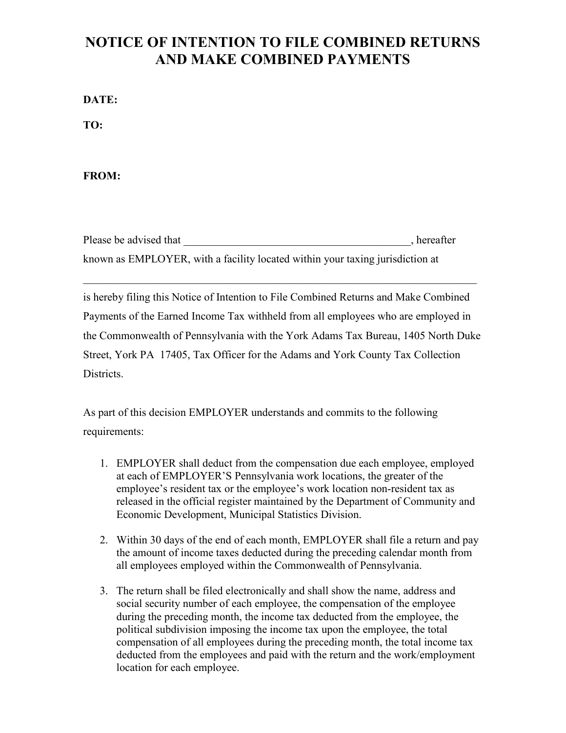# NOTICE OF INTENTION TO FILE COMBINED RETURNS AND MAKE COMBINED PAYMENTS

**DATE:**

**TO:**

**FROM:**

Please be advised that ________________________________________, hereafter known as EMPLOYER, with a facility located within your taxing jurisdiction at

______________________________________________________________________

is hereby filing this Notice of Intention to File Combined Returns and Make Combined Payments of the Earned Income Tax withheld from all employees who are employed in the Commonwealth of Pennsylvania with the York Adams Tax Bureau, 1405 North Duke Street, York PA 17405, Tax Officer for the Adams and York County Tax Collection Districts.

As part of this decision EMPLOYER understands and commits to the following requirements:

1. EMPLOYER shall deduct from the compensation due each employee, employed at each of EMPLOYER'S Pennsylvania work locations, the greater of the employee's resident tax or the employee's work location non-resident tax as released in the official register maintained by the Department of Community and Economic Development, Municipal Statistics Division.

2. Within 30 days of the end of each month, EMPLOYER shall file a return and pay the amount of income taxes deducted during the preceding calendar month from all employees employed within the Commonwealth of Pennsylvania.

3. The return shall be filed electronically and shall show the name, address and social security number of each employee, the compensation of the employee during the preceding month, the income tax deducted from the employee, the political subdivision imposing the income tax upon the employee, the total compensation of all employees during the preceding month, the total income tax deducted from the employees and paid with the return and the work/employment location for each employee.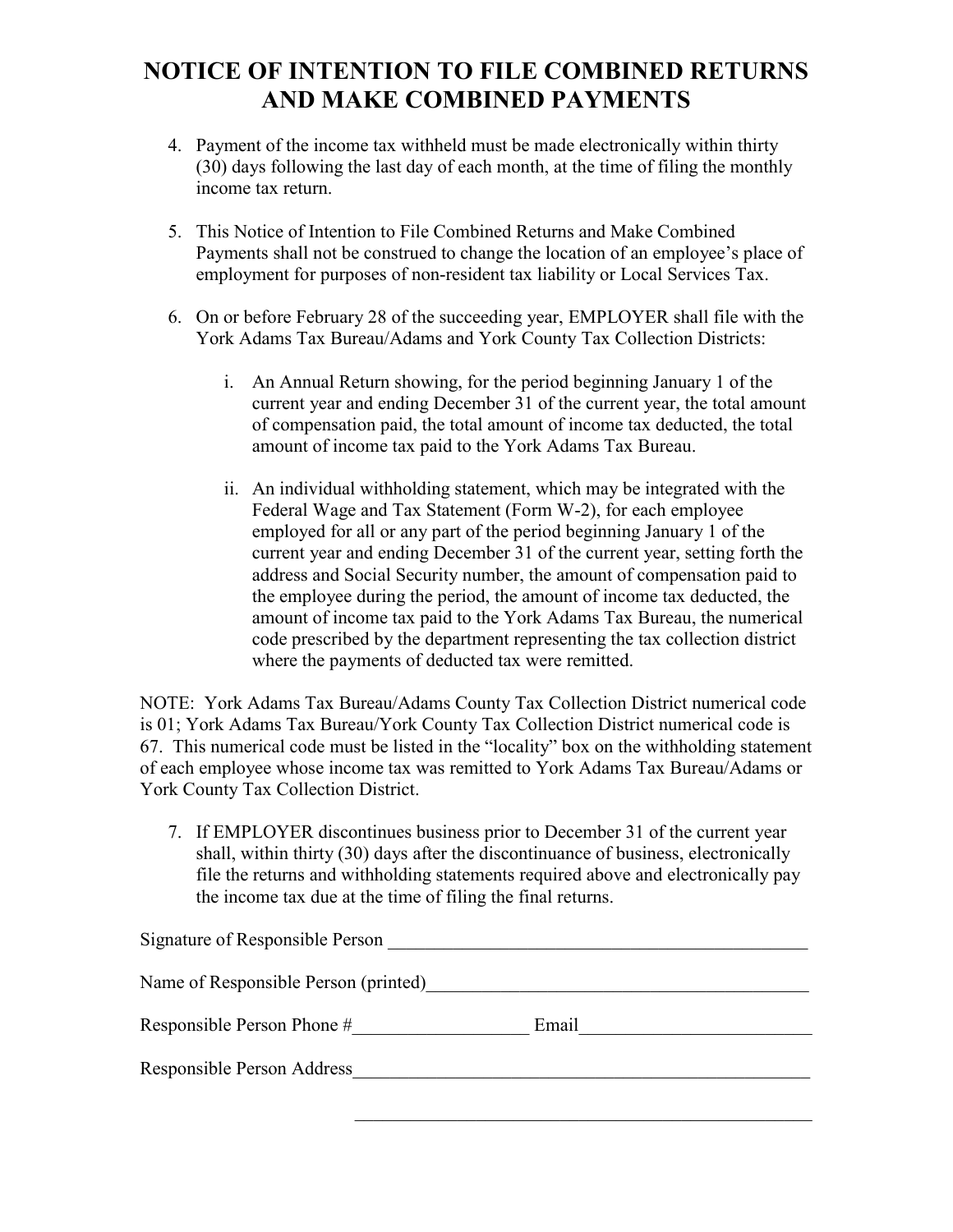# NOTICE OF INTENTION TO FILE COMBINED RETURNS AND MAKE COMBINED PAYMENTS

4. Payment of the income tax withheld must be made electronically within thirty (30) days following the last day of each month, at the time of filing the monthly income tax return.

5. This Notice of Intention to File Combined Returns and Make Combined Payments shall not be construed to change the location of an employee's place of employment for purposes of non-resident tax liability or Local Services Tax.

6. On or before February 28 of the succeeding year, EMPLOYER shall file with the York Adams Tax Bureau/Adams and York County Tax Collection Districts:

   i. An Annual Return showing, for the period beginning January 1 of the current year and ending December 31 of the current year, the total amount of compensation paid, the total amount of income tax deducted, the total amount of income tax paid to the York Adams Tax Bureau.

   ii. An individual withholding statement, which may be integrated with the Federal Wage and Tax Statement (Form W-2), for each employee employed for all or any part of the period beginning January 1 of the current year and ending December 31 of the current year, setting forth the address and Social Security number, the amount of compensation paid to the employee during the period, the amount of income tax deducted, the amount of income tax paid to the York Adams Tax Bureau, the numerical code prescribed by the department representing the tax collection district where the payments of deducted tax were remitted.

NOTE: York Adams Tax Bureau/Adams County Tax Collection District numerical code is 01; York Adams Tax Bureau/York County Tax Collection District numerical code is 67. This numerical code must be listed in the "locality" box on the withholding statement of each employee whose income tax was remitted to York Adams Tax Bureau/Adams or York County Tax Collection District.

7. If EMPLOYER discontinues business prior to December 31 of the current year shall, within thirty (30) days after the discontinuance of business, electronically file the returns and withholding statements required above and electronically pay the income tax due at the time of filing the final returns.

Signature of Responsible Person ______________________________________________

Name of Responsible Person (printed)__________________________________________

Responsible Person Phone #__________________ Email_________________________

Responsible Person Address__________________________________________________

__________________________________________________